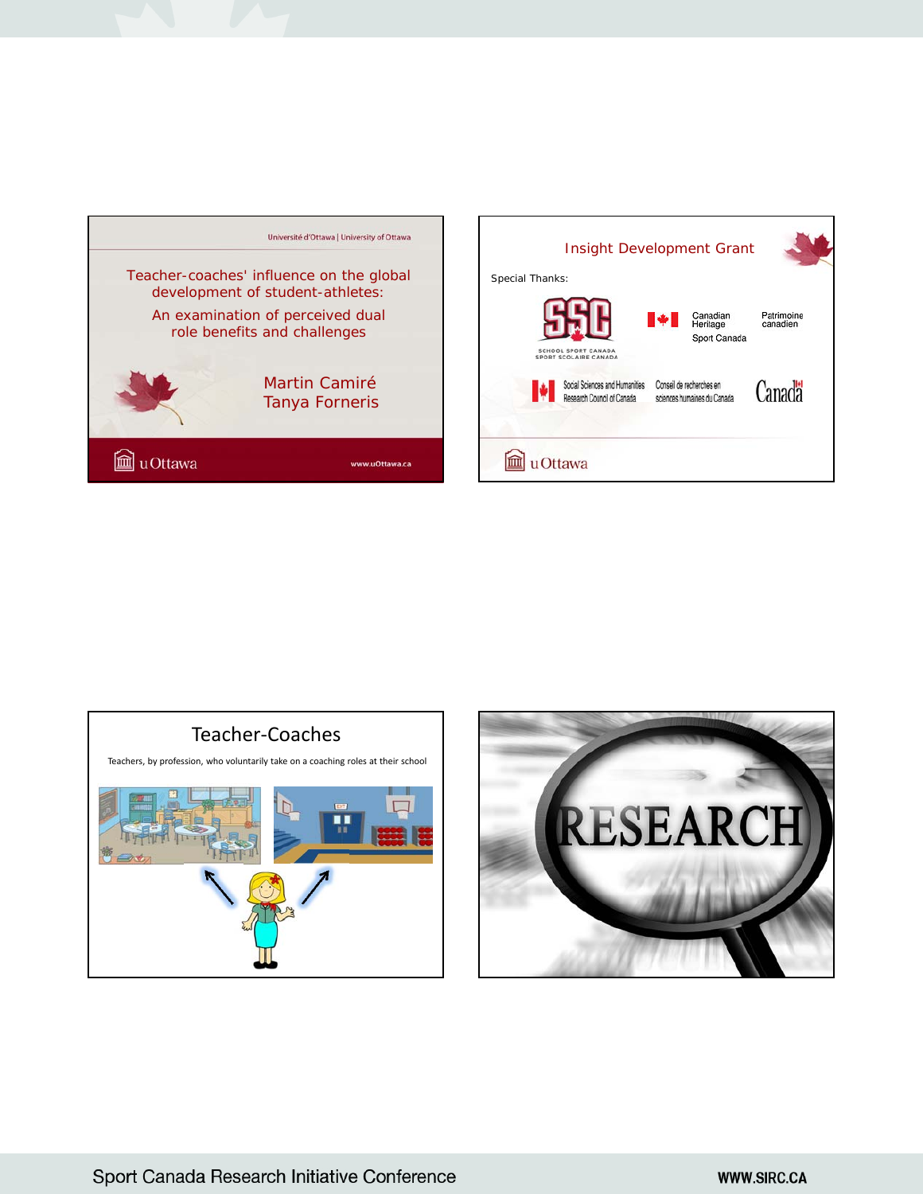Université d'Ottawa | University of Ottawa

# Teacher-coaches' influence on the global development of student-athletes:

## An examination of perceived dual role benefits and challenges

Martin Camiré
Tanya Forneris

uOttawa

www.uOttawa.ca

## Insight Development Grant

Special Thanks:

School Sport Canada
Sport Scolaire Canada

Canadian Heritage
Patrimoine canadien
Sport Canada

Social Sciences and Humanities Research Council of Canada
Conseil de recherches en sciences humaines du Canada

Canada

uOttawa

## Teacher-Coaches

Teachers, by profession, who voluntarily take on a coaching roles at their school

RESEARCH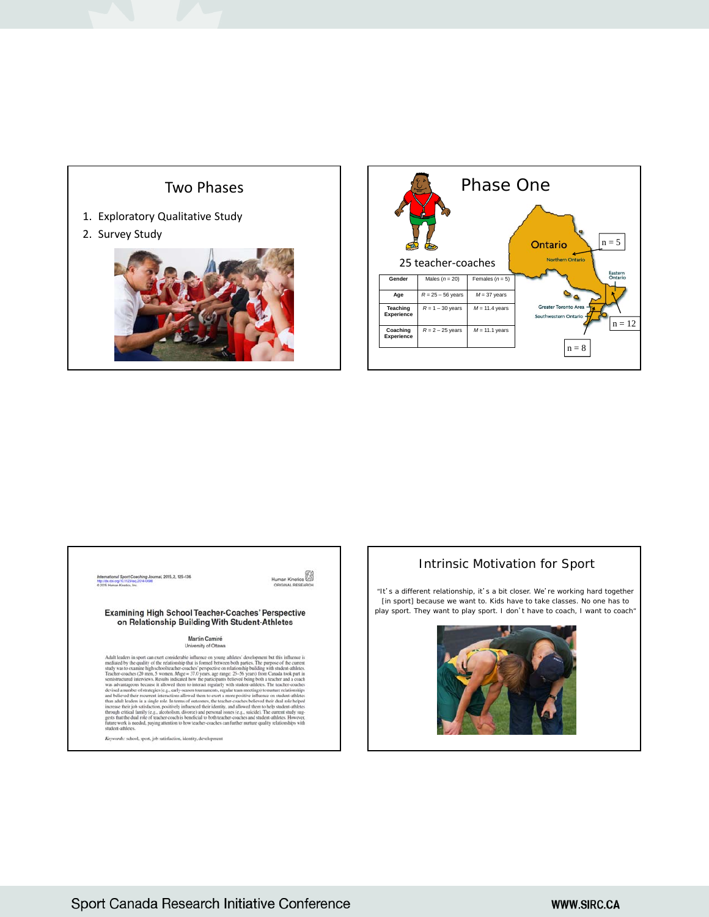## Two Phases

1. Exploratory Qualitative Study
2. Survey Study

## Phase One

25 teacher-coaches

| Gender | Males (*n* = 20) | Females (*n* = 5) |
|---|---|---|
| Age | *R* = 25 – 56 years | *M* = 37 years |
| Teaching Experience | *R* = 1 – 30 years | *M* = 11.4 years |
| Coaching Experience | *R* = 2 – 25 years | *M* = 11.1 years |

Ontario

Northern Ontario — n = 5

Eastern Ontario — n = 12

Greater Toronto Area

Southwestern Ontario — n = 8

---

International Sport Coaching Journal, 2015, 2, 125-136
http://dx.doi.org/10.1123/iscj.2014-0096
© 2015 Human Kinetics, Inc.

Human Kinetics
ORIGINAL RESEARCH

### Examining High School Teacher-Coaches' Perspective on Relationship Building With Student-Athletes

Martin Camiré
University of Ottawa

Adult leaders in sport can exert considerable influence on young athletes' development but this influence is mediated by the quality of the relationship that is formed between both parties. The purpose of the current study was to examine high school teacher-coaches' perspective on relationship building with student-athletes. Teacher-coaches (20 men, 5 women, Mage = 37.0 years, age range: 25–56 years) from Canada took part in semistructured interviews. Results indicated how the participants believed being both a teacher and a coach was advantageous because it allowed them to interact regularly with student-athletes. The teacher-coaches devised a number of strategies (e.g., early-season tournaments, regular team meetings) to nurture relationships and believed their recurrent interactions allowed them to exert a more positive influence on student-athletes than adult leaders in a single role. In terms of outcomes, the teacher-coaches believed their dual role helped increase their job satisfaction, positively influenced their identity, and allowed them to help student-athletes through critical family (e.g., alcoholism, divorce) and personal issues (e.g., suicide). The current study suggests that the dual role of teacher-coach is beneficial to both teacher-coaches and student-athletes. However, future work is needed, paying attention to how teacher-coaches can further nurture quality relationships with student-athletes.

*Keywords:* school, sport, job satisfaction, identity, development

---

## Intrinsic Motivation for Sport

"It's a different relationship, it's a bit closer. We're working hard together [in sport] because we want to. Kids have to take classes. No one has to play sport. They want to play sport. I don't have to coach, I want to coach"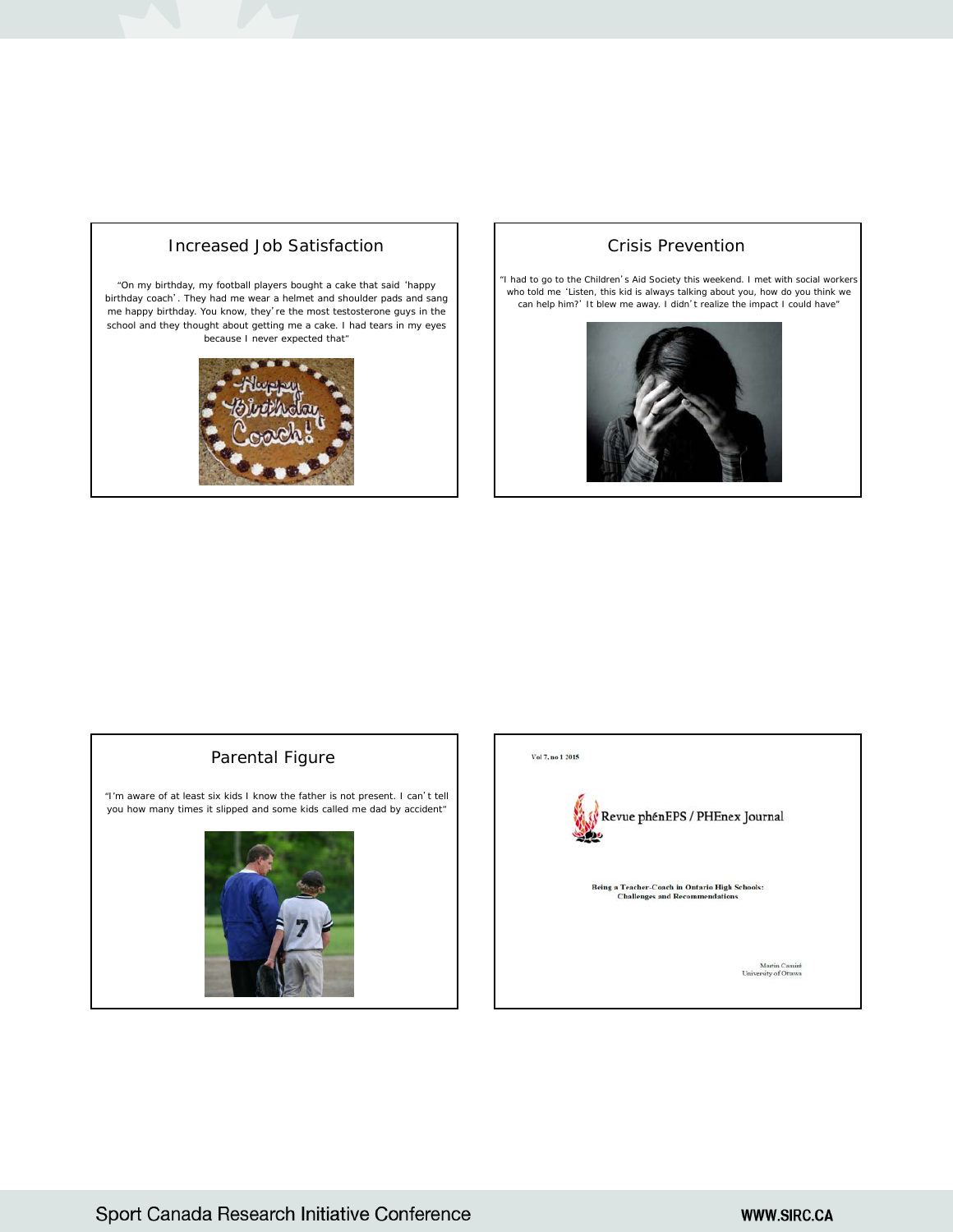## Increased Job Satisfaction

"On my birthday, my football players bought a cake that said 'happy birthday coach'. They had me wear a helmet and shoulder pads and sang me happy birthday. You know, they're the most testosterone guys in the school and they thought about getting me a cake. I had tears in my eyes because I never expected that"

## Crisis Prevention

"I had to go to the Children's Aid Society this weekend. I met with social workers who told me 'Listen, this kid is always talking about you, how do you think we can help him?' It blew me away. I didn't realize the impact I could have"

## Parental Figure

"I'm aware of at least six kids I know the father is not present. I can't tell you how many times it slipped and some kids called me dad by accident"

Vol 7, no 1 2015

Revue phénEPS / PHEnex Journal

**Being a Teacher-Coach in Ontario High Schools: Challenges and Recommendations**

Martin Camiré
University of Ottawa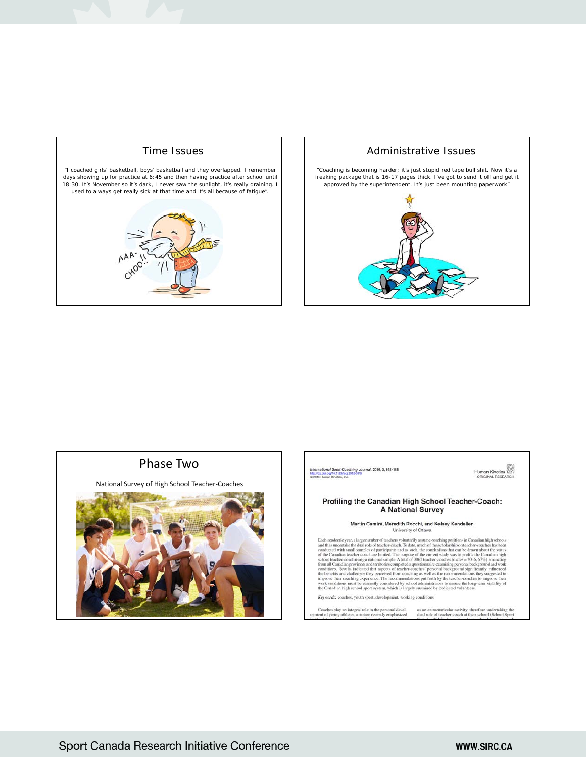## Time Issues

"I coached girls' basketball, boys' basketball and they overlapped. I remember days showing up for practice at 6:45 and then having practice after school until 18:30. It's November so it's dark, I never saw the sunlight, it's really draining. I used to always get really sick at that time and it's all because of fatigue".

## Administrative Issues

"Coaching is becoming harder; it's just stupid red tape bull shit. Now it's a freaking package that is 16-17 pages thick. I've got to send it off and get it approved by the superintendent. It's just been mounting paperwork"

## Phase Two

National Survey of High School Teacher-Coaches

*International Sport Coaching Journal*, 2016, 3, 145-155
http://dx.doi.org/10.1123/iscj.2015-0110
© 2016 Human Kinetics, Inc.

Human Kinetics
ORIGINAL RESEARCH

### Profiling the Canadian High School Teacher-Coach: A National Survey

**Martin Camiré, Meredith Rocchi, and Kelsey Kendellen**
University of Ottawa

Each academic year, a large number of teachers voluntarily assume coaching positions in Canadian high schools and thus undertake the dual role of teacher-coach. To date, much of the scholarship on teacher-coaches has been conducted with small samples of participants and as such, the conclusions that can be drawn about the status of the Canadian teacher-coach are limited. The purpose of the current study was to profile the Canadian high school teacher-coach using a national sample. A total of 3062 teacher-coaches (males = 2046, 67%) emanating from all Canadian provinces and territories completed a questionnaire examining personal background and work conditions. Results indicated that aspects of teacher-coaches' personal background significantly influenced the benefits and challenges they perceived from coaching as well as the recommendations they suggested to improve their coaching experience. The recommendations put forth by the teacher-coaches to improve their work conditions must be earnestly considered by school administrators to ensure the long-term viability of the Canadian high school sport system, which is largely sustained by dedicated volunteers.

***Keywords:*** coaches, youth sport, development, working conditions

Coaches play an integral role in the personal development of young athletes, a notion recently emphasized ... as an extracurricular activity, therefore undertaking the dual role of teacher-coach at their school (School Sport ...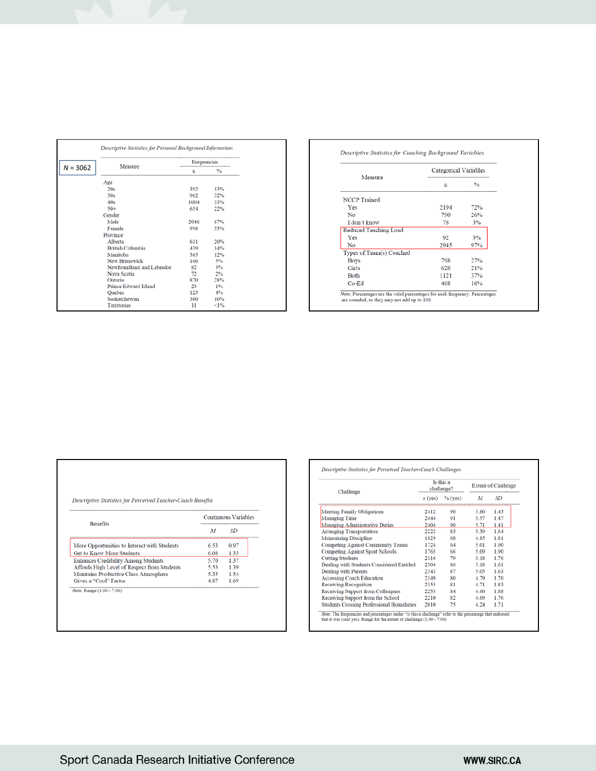*Descriptive Statistics for Personal Background Information*

*N* = 3062

| Measure | Frequencies | |
|---|---|---|
| | n | % |
| **Age** | | |
| 20s | 392 | 13% |
| 30s | 962 | 32% |
| 40s | 1004 | 33% |
| 50+ | 654 | 22% |
| **Gender** | | |
| Male | 2046 | 67% |
| Female | 998 | 33% |
| **Province** | | |
| Alberta | 611 | 20% |
| British Columbia | 439 | 14% |
| Manitoba | 365 | 12% |
| New Brunswick | 166 | 5% |
| Newfoundland and Labrador | 82 | 3% |
| Nova Scotia | 72 | 2% |
| Ontario | 870 | 28% |
| Prince Edward Island | 23 | 1% |
| Quebec | 123 | 4% |
| Saskatchewan | 300 | 10% |
| Territories | 11 | <1% |

*Descriptive Statistics for Coaching Background Variables*

| Measure | Categorical Variables | |
|---|---|---|
| | n | % |
| **NCCP Trained** | | |
| Yes | 2194 | 72% |
| No | 790 | 26% |
| I don't know | 78 | 3% |
| **Reduced Teaching Load** | | |
| Yes | 92 | 3% |
| No | 2945 | 97% |
| **Types of Team(s) Coached** | | |
| Boys | 798 | 27% |
| Girls | 628 | 21% |
| Both | 1121 | 37% |
| Co-Ed | 468 | 16% |

*Note.* Percentages are the valid percentages for each frequency. Percentages are rounded, so they may not add up to 100.

*Descriptive Statistics for Perceived Teacher-Coach Benefits*

| Benefits | Continuous Variables | |
|---|---|---|
| | *M* | *SD* |
| More Opportunities to Interact with Students | 6.53 | 0.97 |
| Get to Know More Students | 6.08 | 1.33 |
| Enhances Credibility Among Students | 5.70 | 1.37 |
| Affords High Level of Respect from Students | 5.53 | 1.39 |
| Maintains Productive Class Atmosphere | 5.35 | 1.54 |
| Gives a "Cool" Factor | 4.87 | 1.69 |

*Note.* Range (1.00 - 7.00)

*Descriptive Statistics for Perceived Teacher-Coach Challenges*

| Challenge | Is this a challenge? | | Extent of Challenge | |
|---|---|---|---|---|
| | *n* (yes) | % (yes) | *M* | *SD* |
| Meeting Family Obligations | 2412 | 90 | 5.80 | 1.43 |
| Managing Time | 2444 | 91 | 5.57 | 1.47 |
| Managing Administrative Duties | 2404 | 90 | 5.71 | 1.41 |
| Arranging Transportation | 2222 | 83 | 5.39 | 1.64 |
| Maintaining Discipline | 1829 | 68 | 4.85 | 1.81 |
| Competing Against Community Teams | 1724 | 64 | 5.01 | 1.90 |
| Competing Against Sport Schools | 1765 | 66 | 5.09 | 1.90 |
| Cutting Students | 2116 | 79 | 5.18 | 1.76 |
| Dealing with Students Considered Entitled | 2304 | 86 | 5.18 | 1.61 |
| Dealing with Parents | 2343 | 87 | 5.05 | 1.63 |
| Accessing Coach Education | 2149 | 80 | 4.79 | 1.70 |
| Receiving Recognition | 2155 | 81 | 4.71 | 1.83 |
| Receiving Support from Colleagues | 2233 | 84 | 4.60 | 1.88 |
| Receiving Support from the School | 2210 | 82 | 4.69 | 1.76 |
| Students Crossing Professional Boundaries | 2010 | 75 | 4.24 | 1.71 |

*Note.* The frequencies and percentages under "is this a challenge" refer to the percentage that endorsed that it was (said yes). Range for the extent of challenge (1.00 - 7.00)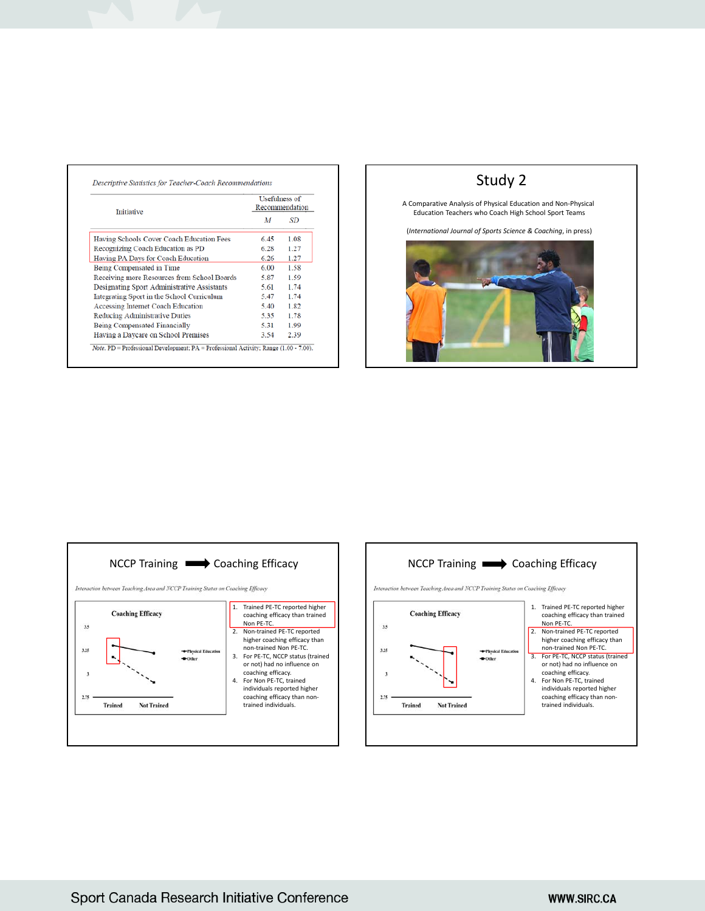*Descriptive Statistics for Teacher-Coach Recommendations*

| Initiative | Usefulness of Recommendation | |
|---|---|---|
| | *M* | *SD* |
| Having Schools Cover Coach Education Fees | 6.45 | 1.08 |
| Recognizing Coach Education as PD | 6.28 | 1.27 |
| Having PA Days for Coach Education | 6.26 | 1.27 |
| Being Compensated in Time | 6.00 | 1.58 |
| Receiving more Resources from School Boards | 5.87 | 1.59 |
| Designating Sport Administrative Assistants | 5.61 | 1.74 |
| Integrating Sport in the School Curriculum | 5.47 | 1.74 |
| Accessing Internet Coach Education | 5.40 | 1.82 |
| Reducing Administrative Duties | 5.35 | 1.78 |
| Being Compensated Financially | 5.31 | 1.99 |
| Having a Daycare on School Premises | 3.54 | 2.39 |

*Note.* PD = Professional Development; PA = Professional Activity; Range (1.00 - 7.00).

# Study 2

A Comparative Analysis of Physical Education and Non-Physical Education Teachers who Coach High School Sport Teams

(*International Journal of Sports Science & Coaching*, in press)

## NCCP Training ➡ Coaching Efficacy

*Interaction between Teaching Area and NCCP Training Status on Coaching Efficacy*

1. Trained PE-TC reported higher coaching efficacy than trained Non PE-TC.
2. Non-trained PE-TC reported higher coaching efficacy than non-trained Non PE-TC.
3. For PE-TC, NCCP status (trained or not) had no influence on coaching efficacy.
4. For Non PE-TC, trained individuals reported higher coaching efficacy than non-trained individuals.

## NCCP Training ➡ Coaching Efficacy

*Interaction between Teaching Area and NCCP Training Status on Coaching Efficacy*

1. Trained PE-TC reported higher coaching efficacy than trained Non PE-TC.
2. Non-trained PE-TC reported higher coaching efficacy than non-trained Non PE-TC.
3. For PE-TC, NCCP status (trained or not) had no influence on coaching efficacy.
4. For Non PE-TC, trained individuals reported higher coaching efficacy than non-trained individuals.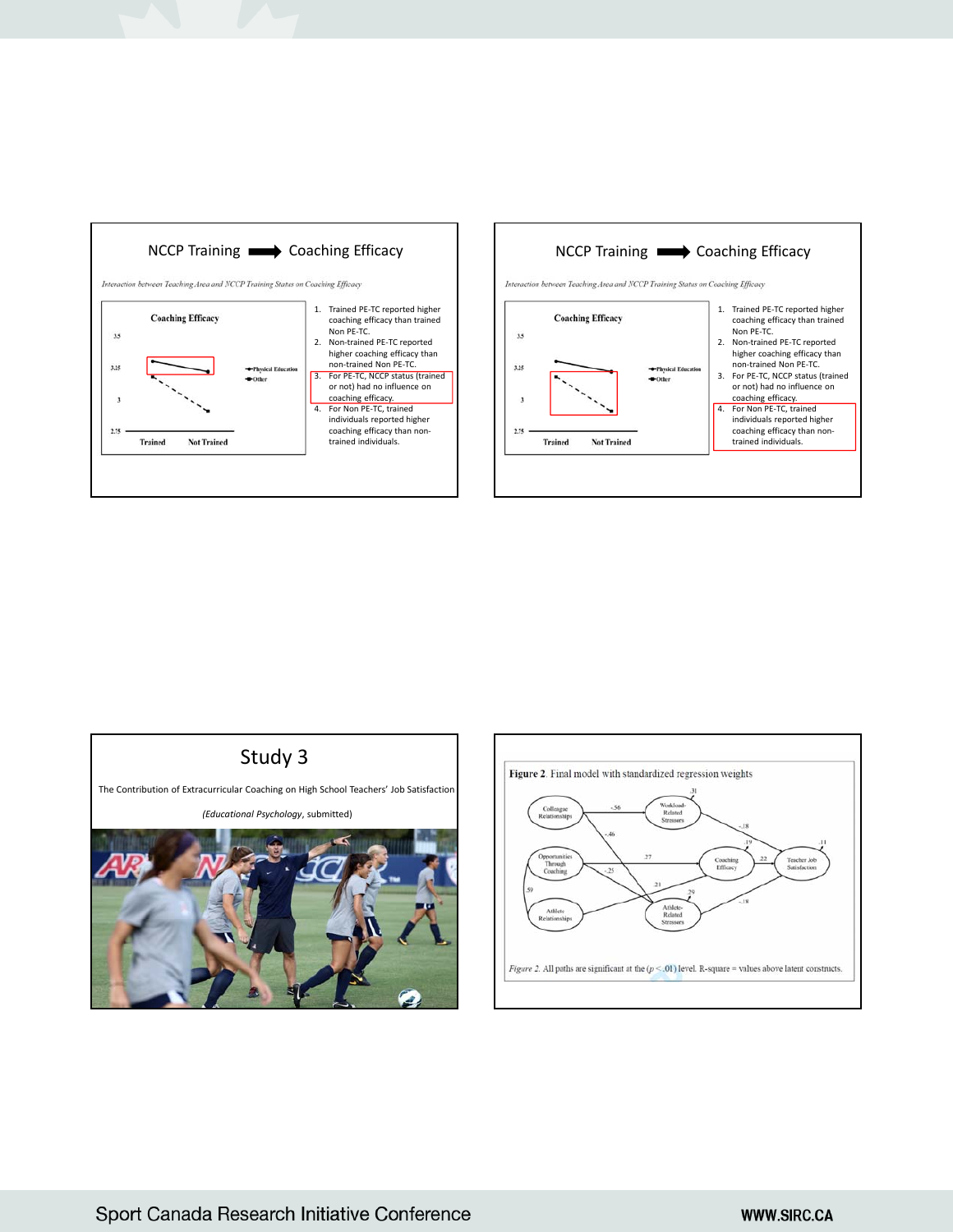## NCCP Training ➡ Coaching Efficacy

*Interaction between Teaching Area and NCCP Training Status on Coaching Efficacy*

Coaching Efficacy

3.5

3.25

3

2.75

Trained Not Trained

Physical Education
Other

1. Trained PE-TC reported higher coaching efficacy than trained Non PE-TC.
2. Non-trained PE-TC reported higher coaching efficacy than non-trained Non PE-TC.
3. For PE-TC, NCCP status (trained or not) had no influence on coaching efficacy.
4. For Non PE-TC, trained individuals reported higher coaching efficacy than non-trained individuals.

## NCCP Training ➡ Coaching Efficacy

*Interaction between Teaching Area and NCCP Training Status on Coaching Efficacy*

Coaching Efficacy

3.5

3.25

3

2.75

Trained Not Trained

Physical Education
Other

1. Trained PE-TC reported higher coaching efficacy than trained Non PE-TC.
2. Non-trained PE-TC reported higher coaching efficacy than non-trained Non PE-TC.
3. For PE-TC, NCCP status (trained or not) had no influence on coaching efficacy.
4. For Non PE-TC, trained individuals reported higher coaching efficacy than non-trained individuals.

## Study 3

The Contribution of Extracurricular Coaching on High School Teachers' Job Satisfaction

(*Educational Psychology*, submitted)

**Figure 2**. Final model with standardized regression weights

Colleague Relationships, Opportunities Through Coaching, Athlete Relationships, Workload-Related Stressors (.31), Coaching Efficacy, Athlete-Related Stressors (.29), Teacher Job Satisfaction (.11)

Paths: -.56, -.46, .27, -.25, .21, .59, -.18, .19, .22, -.18

*Figure 2*. All paths are significant at the ($p < .01$) level. R-square = values above latent constructs.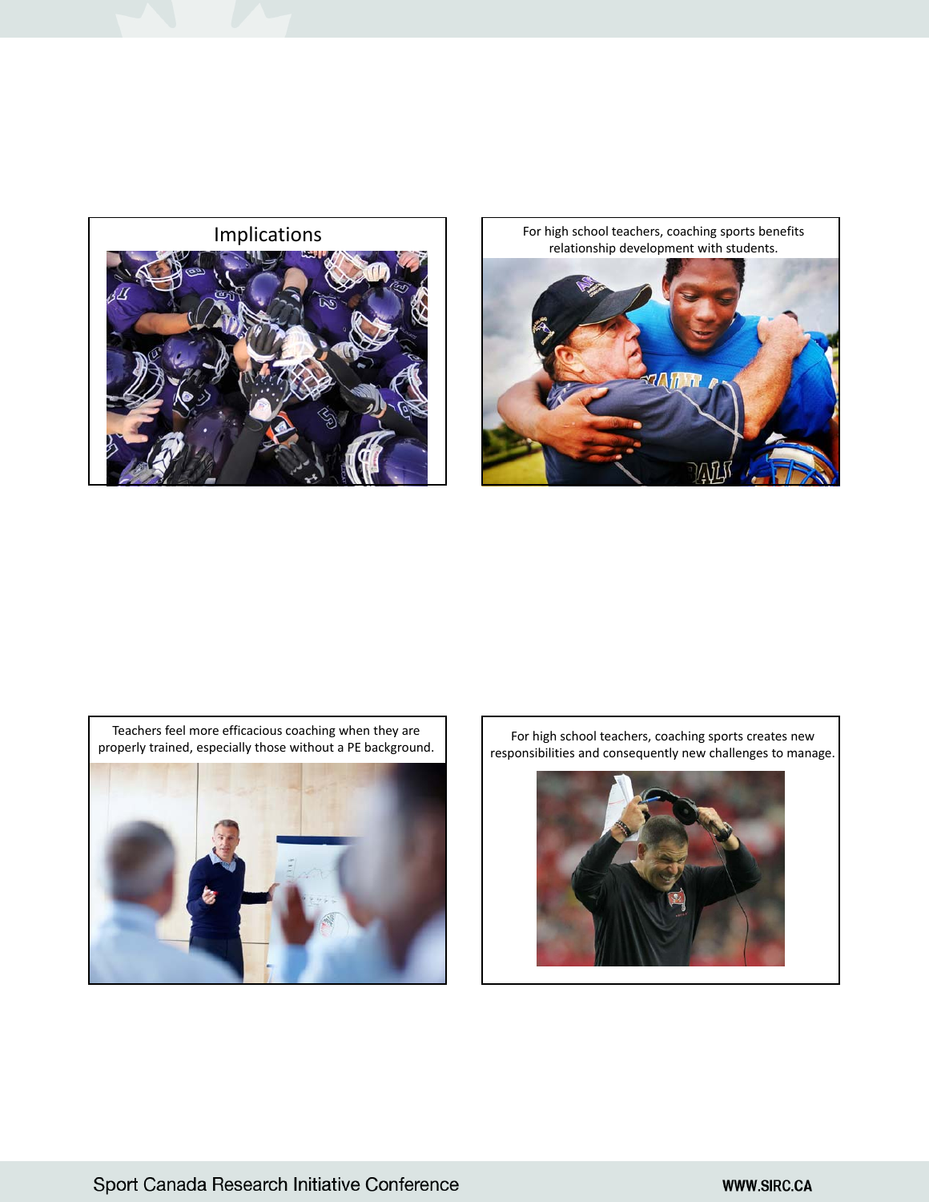## Implications

For high school teachers, coaching sports benefits relationship development with students.

Teachers feel more efficacious coaching when they are properly trained, especially those without a PE background.

For high school teachers, coaching sports creates new responsibilities and consequently new challenges to manage.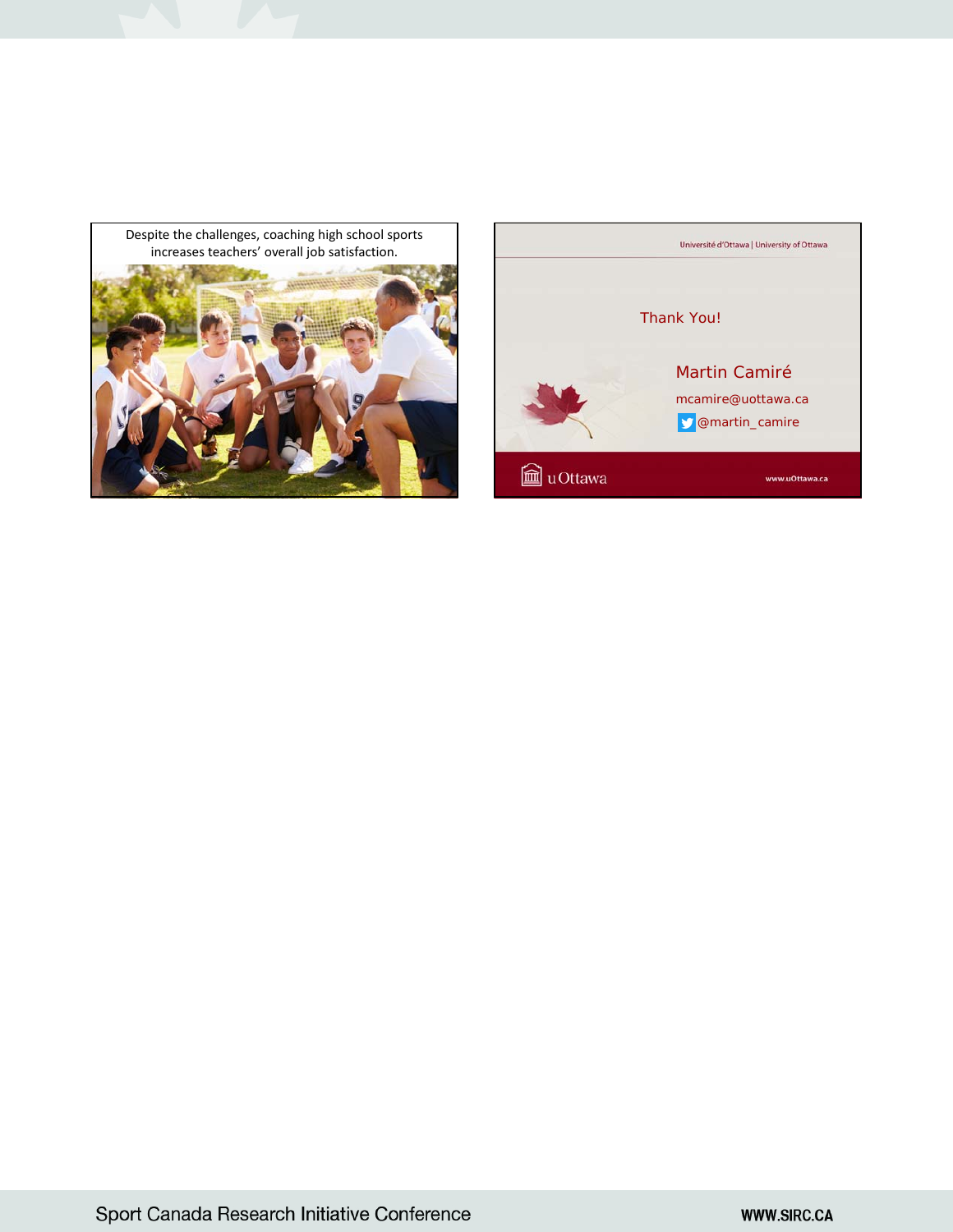Despite the challenges, coaching high school sports increases teachers' overall job satisfaction.

Université d'Ottawa | University of Ottawa

Thank You!

Martin Camiré

mcamire@uottawa.ca

@martin_camire

uOttawa

www.uOttawa.ca